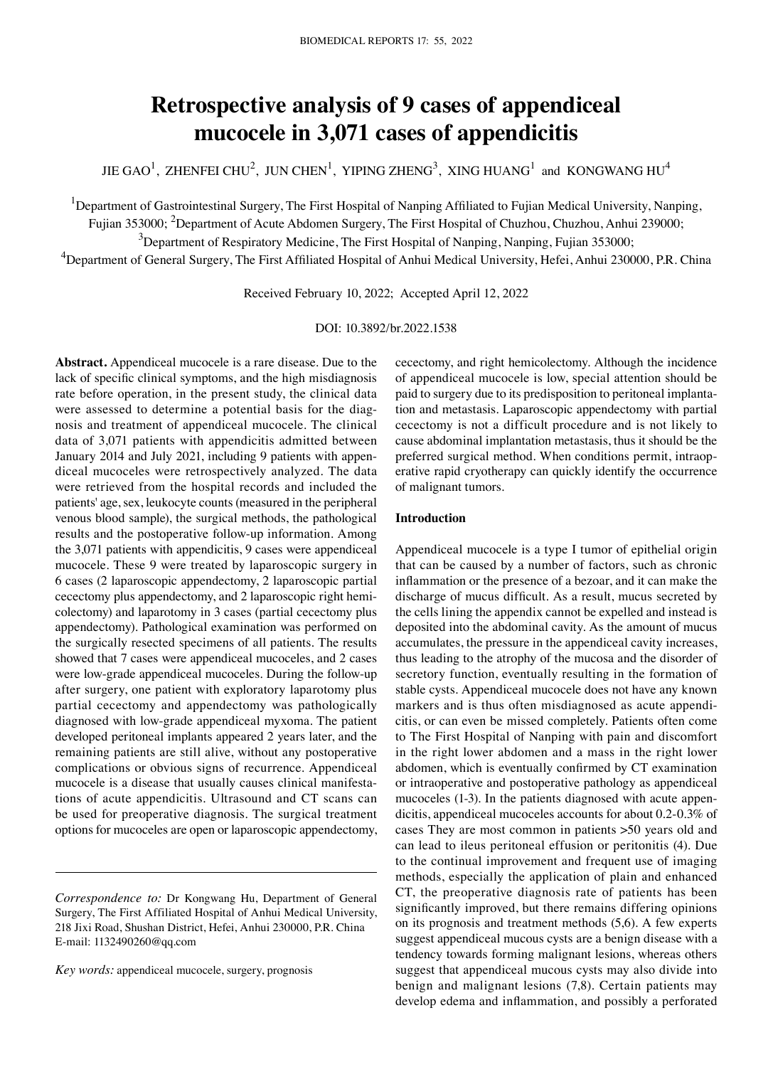# Retrospective analysis of 9 cases of appendiceal mucocele in 3,071 cases of appendicitis

JIE GAO[1], ZHENFEI CHU[2], JUN CHEN[1], YIPING ZHENG[3], XING HUANG[1] and KONGWANG HU[4]

[1]Department of Gastrointestinal Surgery, The First Hospital of Nanping Affiliated to Fujian Medical University, Nanping, Fujian 353000; [2]Department of Acute Abdomen Surgery, The First Hospital of Chuzhou, Chuzhou, Anhui 239000; [3]Department of Respiratory Medicine, The First Hospital of Nanping, Nanping, Fujian 353000; [4]Department of General Surgery, The First Affiliated Hospital of Anhui Medical University, Hefei, Anhui 230000, P.R. China

Received February 10, 2022; Accepted April 12, 2022

DOI: 10.3892/br.2022.1538

**Abstract.** Appendiceal mucocele is a rare disease. Due to the lack of specific clinical symptoms, and the high misdiagnosis rate before operation, in the present study, the clinical data were assessed to determine a potential basis for the diagnosis and treatment of appendiceal mucocele. The clinical data of 3,071 patients with appendicitis admitted between January 2014 and July 2021, including 9 patients with appendiceal mucoceles were retrospectively analyzed. The data were retrieved from the hospital records and included the patients' age, sex, leukocyte counts (measured in the peripheral venous blood sample), the surgical methods, the pathological results and the postoperative follow-up information. Among the 3,071 patients with appendicitis, 9 cases were appendiceal mucocele. These 9 were treated by laparoscopic surgery in 6 cases (2 laparoscopic appendectomy, 2 laparoscopic partial cecectomy plus appendectomy, and 2 laparoscopic right hemicolectomy) and laparotomy in 3 cases (partial cecectomy plus appendectomy). Pathological examination was performed on the surgically resected specimens of all patients. The results showed that 7 cases were appendiceal mucoceles, and 2 cases were low-grade appendiceal mucoceles. During the follow-up after surgery, one patient with exploratory laparotomy plus partial cecectomy and appendectomy was pathologically diagnosed with low-grade appendiceal myxoma. The patient developed peritoneal implants appeared 2 years later, and the remaining patients are still alive, without any postoperative complications or obvious signs of recurrence. Appendiceal mucocele is a disease that usually causes clinical manifestations of acute appendicitis. Ultrasound and CT scans can be used for preoperative diagnosis. The surgical treatment options for mucoceles are open or laparoscopic appendectomy, cecectomy, and right hemicolectomy. Although the incidence of appendiceal mucocele is low, special attention should be paid to surgery due to its predisposition to peritoneal implantation and metastasis. Laparoscopic appendectomy with partial cecectomy is not a difficult procedure and is not likely to cause abdominal implantation metastasis, thus it should be the preferred surgical method. When conditions permit, intraoperative rapid cryotherapy can quickly identify the occurrence of malignant tumors.

*Correspondence to:* Dr Kongwang Hu, Department of General Surgery, The First Affiliated Hospital of Anhui Medical University, 218 Jixi Road, Shushan District, Hefei, Anhui 230000, P.R. China
E-mail: 1132490260@qq.com

*Key words:* appendiceal mucocele, surgery, prognosis

## Introduction

Appendiceal mucocele is a type I tumor of epithelial origin that can be caused by a number of factors, such as chronic inflammation or the presence of a bezoar, and it can make the discharge of mucus difficult. As a result, mucus secreted by the cells lining the appendix cannot be expelled and instead is deposited into the abdominal cavity. As the amount of mucus accumulates, the pressure in the appendiceal cavity increases, thus leading to the atrophy of the mucosa and the disorder of secretory function, eventually resulting in the formation of stable cysts. Appendiceal mucocele does not have any known markers and is thus often misdiagnosed as acute appendicitis, or can even be missed completely. Patients often come to The First Hospital of Nanping with pain and discomfort in the right lower abdomen and a mass in the right lower abdomen, which is eventually confirmed by CT examination or intraoperative and postoperative pathology as appendiceal mucoceles (1-3). In the patients diagnosed with acute appendicitis, appendiceal mucoceles accounts for about 0.2-0.3% of cases They are most common in patients >50 years old and can lead to ileus peritoneal effusion or peritonitis (4). Due to the continual improvement and frequent use of imaging methods, especially the application of plain and enhanced CT, the preoperative diagnosis rate of patients has been significantly improved, but there remains differing opinions on its prognosis and treatment methods (5,6). A few experts suggest appendiceal mucous cysts are a benign disease with a tendency towards forming malignant lesions, whereas others suggest that appendiceal mucous cysts may also divide into benign and malignant lesions (7,8). Certain patients may develop edema and inflammation, and possibly a perforated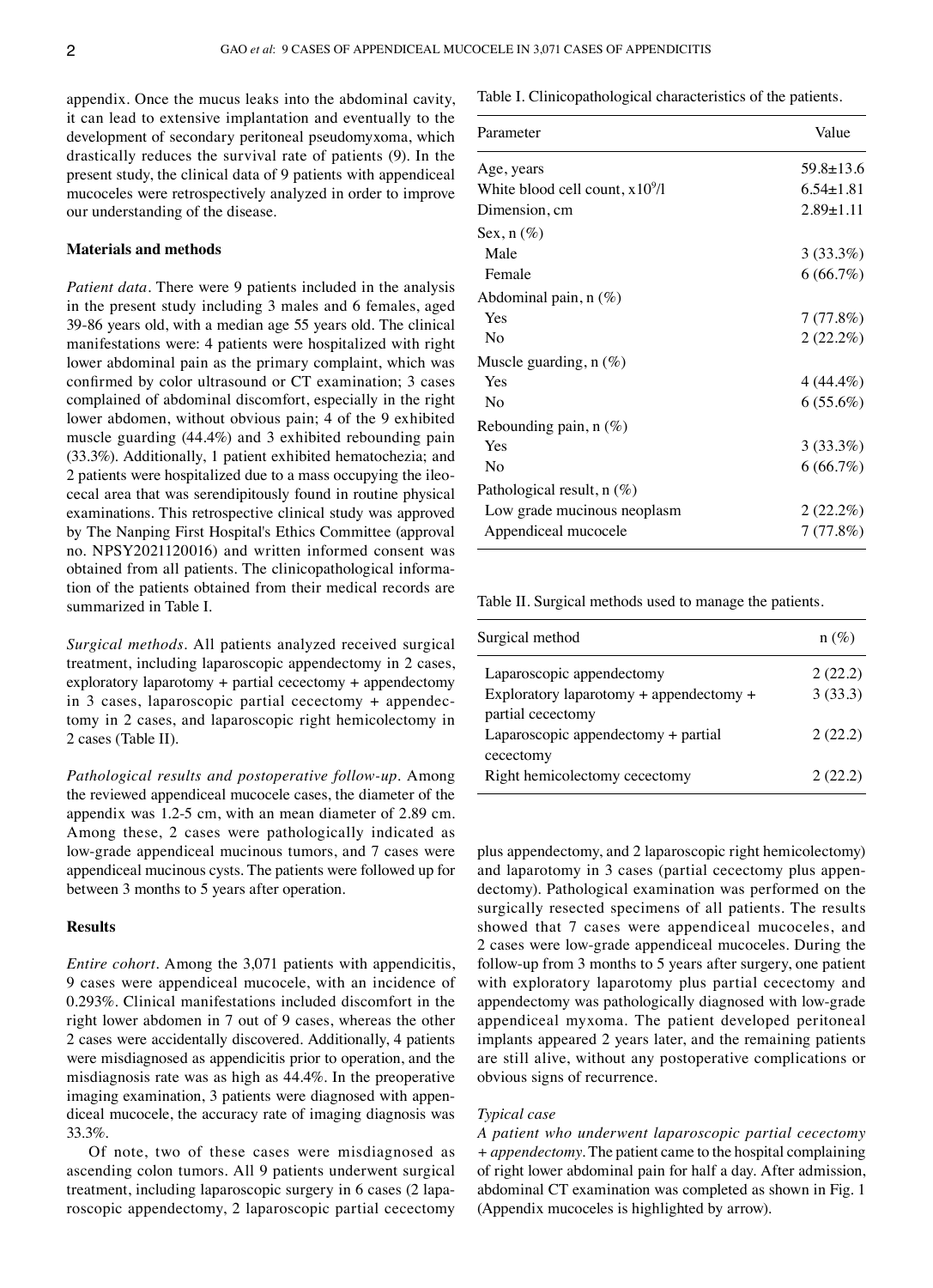appendix. Once the mucus leaks into the abdominal cavity, it can lead to extensive implantation and eventually to the development of secondary peritoneal pseudomyxoma, which drastically reduces the survival rate of patients (9). In the present study, the clinical data of 9 patients with appendiceal mucoceles were retrospectively analyzed in order to improve our understanding of the disease.

## Materials and methods

*Patient data.* There were 9 patients included in the analysis in the present study including 3 males and 6 females, aged 39-86 years old, with a median age 55 years old. The clinical manifestations were: 4 patients were hospitalized with right lower abdominal pain as the primary complaint, which was confirmed by color ultrasound or CT examination; 3 cases complained of abdominal discomfort, especially in the right lower abdomen, without obvious pain; 4 of the 9 exhibited muscle guarding (44.4%) and 3 exhibited rebounding pain (33.3%). Additionally, 1 patient exhibited hematochezia; and 2 patients were hospitalized due to a mass occupying the ileocecal area that was serendipitously found in routine physical examinations. This retrospective clinical study was approved by The Nanping First Hospital's Ethics Committee (approval no. NPSY2021120016) and written informed consent was obtained from all patients. The clinicopathological information of the patients obtained from their medical records are summarized in Table I.

*Surgical methods.* All patients analyzed received surgical treatment, including laparoscopic appendectomy in 2 cases, exploratory laparotomy + partial cecectomy + appendectomy in 3 cases, laparoscopic partial cecectomy + appendectomy in 2 cases, and laparoscopic right hemicolectomy in 2 cases (Table II).

*Pathological results and postoperative follow-up.* Among the reviewed appendiceal mucocele cases, the diameter of the appendix was 1.2-5 cm, with an mean diameter of 2.89 cm. Among these, 2 cases were pathologically indicated as low-grade appendiceal mucinous tumors, and 7 cases were appendiceal mucinous cysts. The patients were followed up for between 3 months to 5 years after operation.

## Results

*Entire cohort.* Among the 3,071 patients with appendicitis, 9 cases were appendiceal mucocele, with an incidence of 0.293%. Clinical manifestations included discomfort in the right lower abdomen in 7 out of 9 cases, whereas the other 2 cases were accidentally discovered. Additionally, 4 patients were misdiagnosed as appendicitis prior to operation, and the misdiagnosis rate was as high as 44.4%. In the preoperative imaging examination, 3 patients were diagnosed with appendiceal mucocele, the accuracy rate of imaging diagnosis was 33.3%.

Of note, two of these cases were misdiagnosed as ascending colon tumors. All 9 patients underwent surgical treatment, including laparoscopic surgery in 6 cases (2 laparoscopic appendectomy, 2 laparoscopic partial cecectomy plus appendectomy, and 2 laparoscopic right hemicolectomy) and laparotomy in 3 cases (partial cecectomy plus appendectomy). Pathological examination was performed on the surgically resected specimens of all patients. The results showed that 7 cases were appendiceal mucoceles, and 2 cases were low-grade appendiceal mucoceles. During the follow-up from 3 months to 5 years after surgery, one patient with exploratory laparotomy plus partial cecectomy and appendectomy was pathologically diagnosed with low-grade appendiceal myxoma. The patient developed peritoneal implants appeared 2 years later, and the remaining patients are still alive, without any postoperative complications or obvious signs of recurrence.

Table I. Clinicopathological characteristics of the patients.

| Parameter | Value |
|---|---|
| Age, years | 59.8±13.6 |
| White blood cell count, $x10^9$/l | 6.54±1.81 |
| Dimension, cm | 2.89±1.11 |
| Sex, n (%) | |
| Male | 3 (33.3%) |
| Female | 6 (66.7%) |
| Abdominal pain, n (%) | |
| Yes | 7 (77.8%) |
| No | 2 (22.2%) |
| Muscle guarding, n (%) | |
| Yes | 4 (44.4%) |
| No | 6 (55.6%) |
| Rebounding pain, n (%) | |
| Yes | 3 (33.3%) |
| No | 6 (66.7%) |
| Pathological result, n (%) | |
| Low grade mucinous neoplasm | 2 (22.2%) |
| Appendiceal mucocele | 7 (77.8%) |

Table II. Surgical methods used to manage the patients.

| Surgical method | n (%) |
|---|---|
| Laparoscopic appendectomy | 2 (22.2) |
| Exploratory laparotomy + appendectomy + partial cecectomy | 3 (33.3) |
| Laparoscopic appendectomy + partial cecectomy | 2 (22.2) |
| Right hemicolectomy cecectomy | 2 (22.2) |

### Typical case

*A patient who underwent laparoscopic partial cecectomy + appendectomy.* The patient came to the hospital complaining of right lower abdominal pain for half a day. After admission, abdominal CT examination was completed as shown in Fig. 1 (Appendix mucoceles is highlighted by arrow).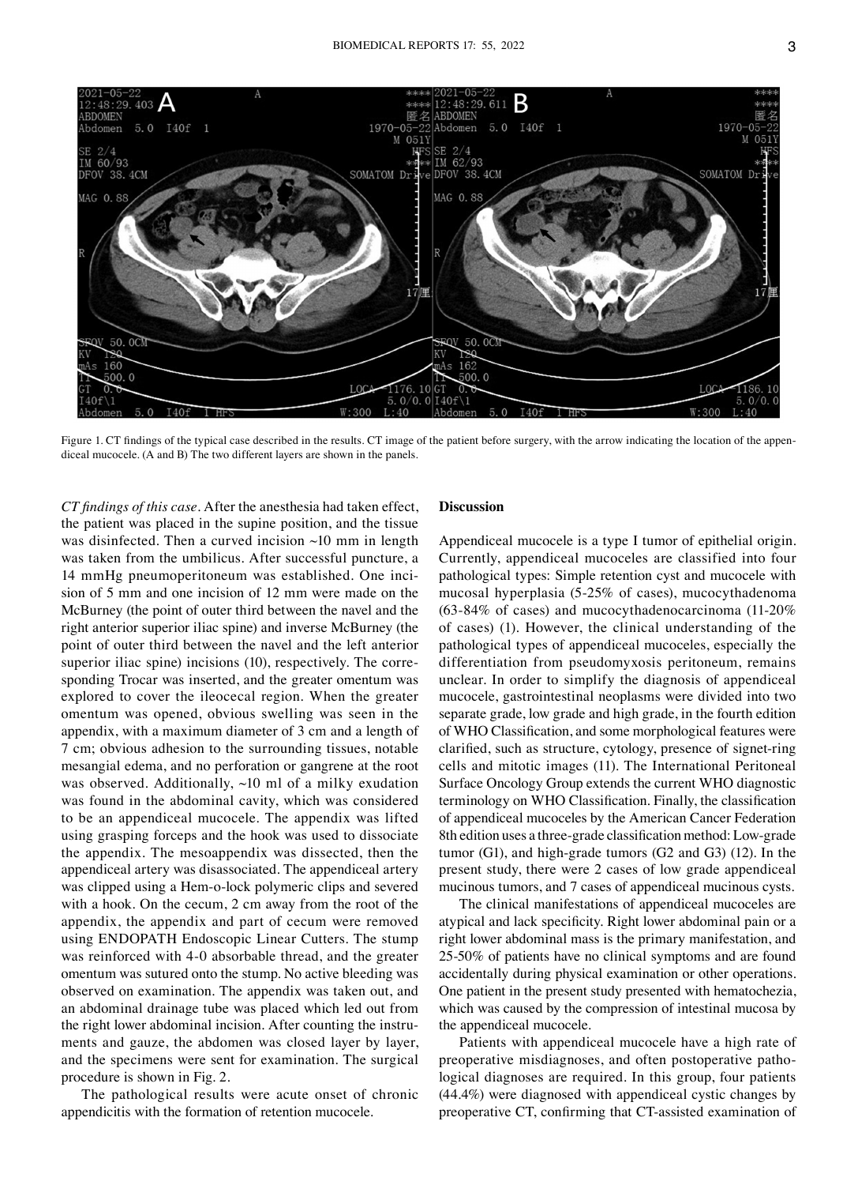Figure 1. CT findings of the typical case described in the results. CT image of the patient before surgery, with the arrow indicating the location of the appendiceal mucocele. (A and B) The two different layers are shown in the panels.

*CT findings of this case*. After the anesthesia had taken effect, the patient was placed in the supine position, and the tissue was disinfected. Then a curved incision ~10 mm in length was taken from the umbilicus. After successful puncture, a 14 mmHg pneumoperitoneum was established. One incision of 5 mm and one incision of 12 mm were made on the McBurney (the point of outer third between the navel and the right anterior superior iliac spine) and inverse McBurney (the point of outer third between the navel and the left anterior superior iliac spine) incisions (10), respectively. The corresponding Trocar was inserted, and the greater omentum was explored to cover the ileocecal region. When the greater omentum was opened, obvious swelling was seen in the appendix, with a maximum diameter of 3 cm and a length of 7 cm; obvious adhesion to the surrounding tissues, notable mesangial edema, and no perforation or gangrene at the root was observed. Additionally, ~10 ml of a milky exudation was found in the abdominal cavity, which was considered to be an appendiceal mucocele. The appendix was lifted using grasping forceps and the hook was used to dissociate the appendix. The mesoappendix was dissected, then the appendiceal artery was disassociated. The appendiceal artery was clipped using a Hem-o-lock polymeric clips and severed with a hook. On the cecum, 2 cm away from the root of the appendix, the appendix and part of cecum were removed using ENDOPATH Endoscopic Linear Cutters. The stump was reinforced with 4-0 absorbable thread, and the greater omentum was sutured onto the stump. No active bleeding was observed on examination. The appendix was taken out, and an abdominal drainage tube was placed which led out from the right lower abdominal incision. After counting the instruments and gauze, the abdomen was closed layer by layer, and the specimens were sent for examination. The surgical procedure is shown in Fig. 2.

The pathological results were acute onset of chronic appendicitis with the formation of retention mucocele.

## Discussion

Appendiceal mucocele is a type I tumor of epithelial origin. Currently, appendiceal mucoceles are classified into four pathological types: Simple retention cyst and mucocele with mucosal hyperplasia (5-25% of cases), mucocythadenoma (63-84% of cases) and mucocythadenocarcinoma (11-20% of cases) (1). However, the clinical understanding of the pathological types of appendiceal mucoceles, especially the differentiation from pseudomyxosis peritoneum, remains unclear. In order to simplify the diagnosis of appendiceal mucocele, gastrointestinal neoplasms were divided into two separate grade, low grade and high grade, in the fourth edition of WHO Classification, and some morphological features were clarified, such as structure, cytology, presence of signet-ring cells and mitotic images (11). The International Peritoneal Surface Oncology Group extends the current WHO diagnostic terminology on WHO Classification. Finally, the classification of appendiceal mucoceles by the American Cancer Federation 8th edition uses a three-grade classification method: Low-grade tumor (G1), and high-grade tumors (G2 and G3) (12). In the present study, there were 2 cases of low grade appendiceal mucinous tumors, and 7 cases of appendiceal mucinous cysts.

The clinical manifestations of appendiceal mucoceles are atypical and lack specificity. Right lower abdominal pain or a right lower abdominal mass is the primary manifestation, and 25-50% of patients have no clinical symptoms and are found accidentally during physical examination or other operations. One patient in the present study presented with hematochezia, which was caused by the compression of intestinal mucosa by the appendiceal mucocele.

Patients with appendiceal mucocele have a high rate of preoperative misdiagnoses, and often postoperative pathological diagnoses are required. In this group, four patients (44.4%) were diagnosed with appendiceal cystic changes by preoperative CT, confirming that CT-assisted examination of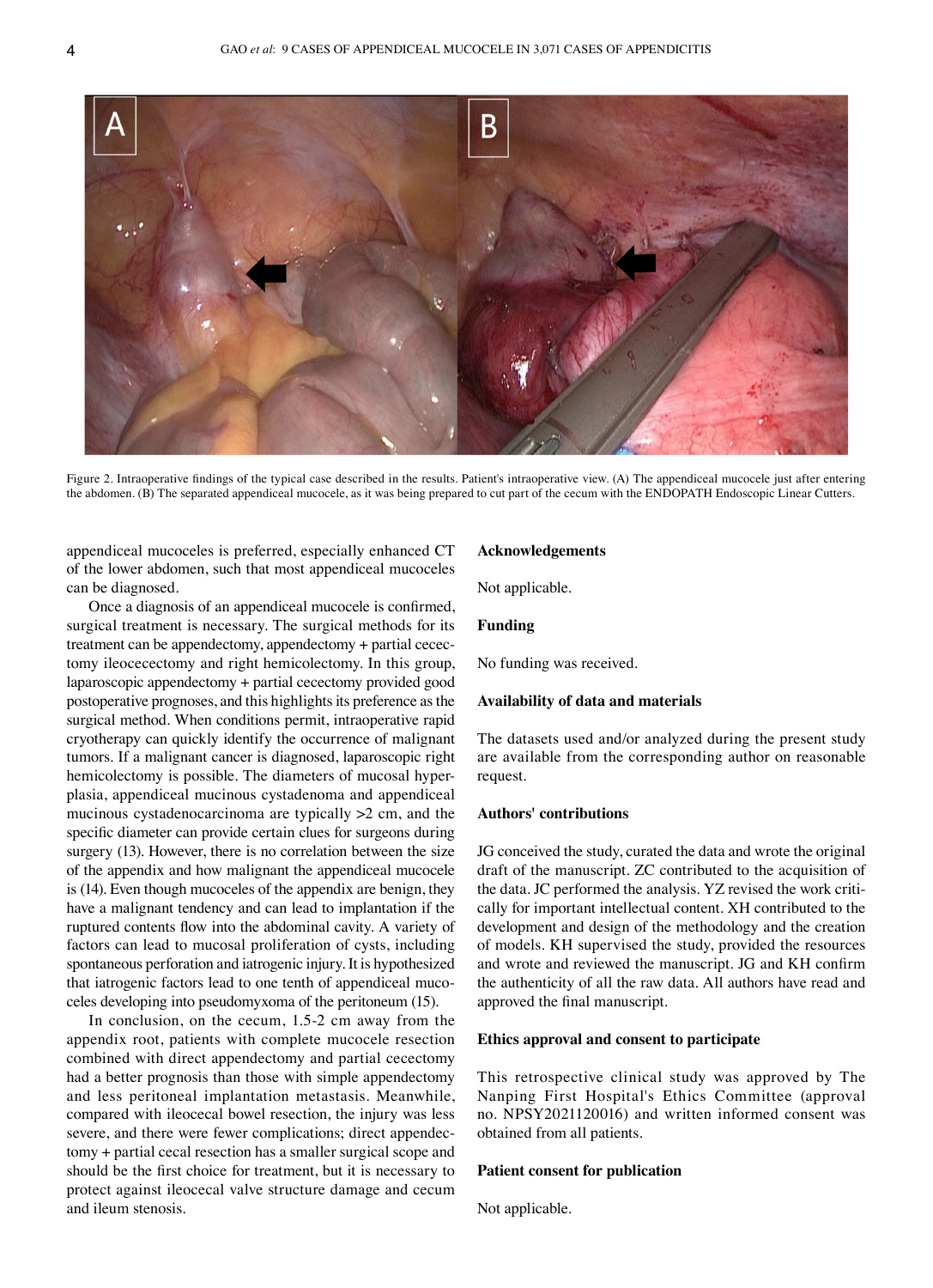Figure 2. Intraoperative findings of the typical case described in the results. Patient's intraoperative view. (A) The appendiceal mucocele just after entering the abdomen. (B) The separated appendiceal mucocele, as it was being prepared to cut part of the cecum with the ENDOPATH Endoscopic Linear Cutters.

appendiceal mucoceles is preferred, especially enhanced CT of the lower abdomen, such that most appendiceal mucoceles can be diagnosed.

Once a diagnosis of an appendiceal mucocele is confirmed, surgical treatment is necessary. The surgical methods for its treatment can be appendectomy, appendectomy + partial cecectomy ileocecectomy and right hemicolectomy. In this group, laparoscopic appendectomy + partial cecectomy provided good postoperative prognoses, and this highlights its preference as the surgical method. When conditions permit, intraoperative rapid cryotherapy can quickly identify the occurrence of malignant tumors. If a malignant cancer is diagnosed, laparoscopic right hemicolectomy is possible. The diameters of mucosal hyperplasia, appendiceal mucinous cystadenoma and appendiceal mucinous cystadenocarcinoma are typically >2 cm, and the specific diameter can provide certain clues for surgeons during surgery (13). However, there is no correlation between the size of the appendix and how malignant the appendiceal mucocele is (14). Even though mucoceles of the appendix are benign, they have a malignant tendency and can lead to implantation if the ruptured contents flow into the abdominal cavity. A variety of factors can lead to mucosal proliferation of cysts, including spontaneous perforation and iatrogenic injury. It is hypothesized that iatrogenic factors lead to one tenth of appendiceal mucoceles developing into pseudomyxoma of the peritoneum (15).

In conclusion, on the cecum, 1.5-2 cm away from the appendix root, patients with complete mucocele resection combined with direct appendectomy and partial cecectomy had a better prognosis than those with simple appendectomy and less peritoneal implantation metastasis. Meanwhile, compared with ileocecal bowel resection, the injury was less severe, and there were fewer complications; direct appendectomy + partial cecal resection has a smaller surgical scope and should be the first choice for treatment, but it is necessary to protect against ileocecal valve structure damage and cecum and ileum stenosis.

## Acknowledgements

Not applicable.

## Funding

No funding was received.

## Availability of data and materials

The datasets used and/or analyzed during the present study are available from the corresponding author on reasonable request.

## Authors' contributions

JG conceived the study, curated the data and wrote the original draft of the manuscript. ZC contributed to the acquisition of the data. JC performed the analysis. YZ revised the work critically for important intellectual content. XH contributed to the development and design of the methodology and the creation of models. KH supervised the study, provided the resources and wrote and reviewed the manuscript. JG and KH confirm the authenticity of all the raw data. All authors have read and approved the final manuscript.

## Ethics approval and consent to participate

This retrospective clinical study was approved by The Nanping First Hospital's Ethics Committee (approval no. NPSY2021120016) and written informed consent was obtained from all patients.

## Patient consent for publication

Not applicable.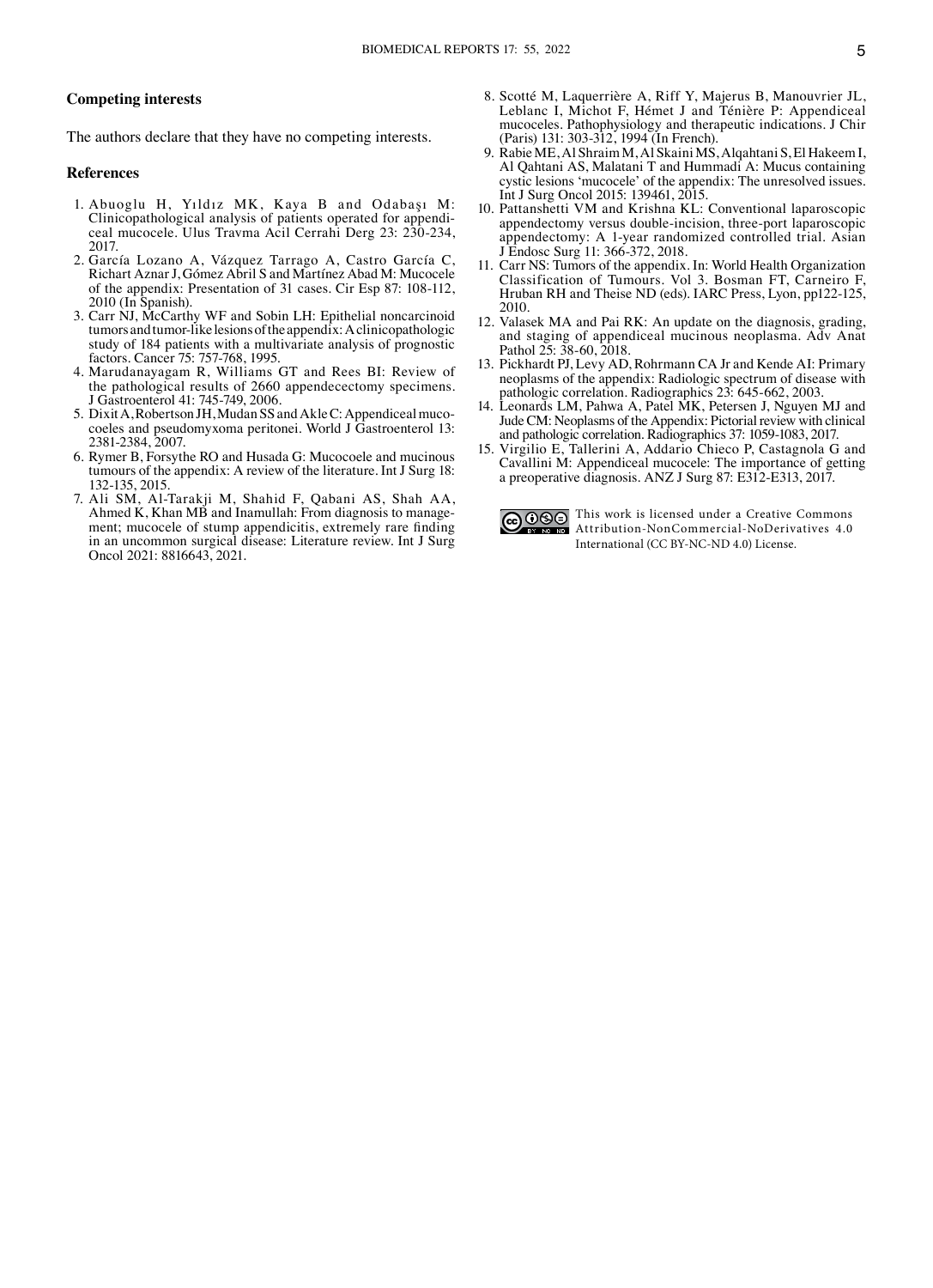## Competing interests

The authors declare that they have no competing interests.

## References

1. Abuoglu H, Yıldız MK, Kaya B and Odabaşı M: Clinicopathological analysis of patients operated for appendiceal mucocele. Ulus Travma Acil Cerrahi Derg 23: 230-234, 2017.
2. García Lozano A, Vázquez Tarrago A, Castro García C, Richart Aznar J, Gómez Abril S and Martínez Abad M: Mucocele of the appendix: Presentation of 31 cases. Cir Esp 87: 108-112, 2010 (In Spanish).
3. Carr NJ, McCarthy WF and Sobin LH: Epithelial noncarcinoid tumors and tumor-like lesions of the appendix: A clinicopathologic study of 184 patients with a multivariate analysis of prognostic factors. Cancer 75: 757-768, 1995.
4. Marudanayagam R, Williams GT and Rees BI: Review of the pathological results of 2660 appendecectomy specimens. J Gastroenterol 41: 745-749, 2006.
5. Dixit A, Robertson JH, Mudan SS and Akle C: Appendiceal mucocoeles and pseudomyxoma peritonei. World J Gastroenterol 13: 2381-2384, 2007.
6. Rymer B, Forsythe RO and Husada G: Mucocoele and mucinous tumours of the appendix: A review of the literature. Int J Surg 18: 132-135, 2015.
7. Ali SM, Al-Tarakji M, Shahid F, Qabani AS, Shah AA, Ahmed K, Khan MB and Inamullah: From diagnosis to management; mucocele of stump appendicitis, extremely rare finding in an uncommon surgical disease: Literature review. Int J Surg Oncol 2021: 8816643, 2021.
8. Scotté M, Laquerrière A, Riff Y, Majerus B, Manouvrier JL, Leblanc I, Michot F, Hémet J and Ténière P: Appendiceal mucoceles. Pathophysiology and therapeutic indications. J Chir (Paris) 131: 303-312, 1994 (In French).
9. Rabie ME, Al Shraim M, Al Skaini MS, Alqahtani S, El Hakeem I, Al Qahtani AS, Malatani T and Hummadi A: Mucus containing cystic lesions 'mucocele' of the appendix: The unresolved issues. Int J Surg Oncol 2015: 139461, 2015.
10. Pattanshetti VM and Krishna KL: Conventional laparoscopic appendectomy versus double-incision, three-port laparoscopic appendectomy: A 1-year randomized controlled trial. Asian J Endosc Surg 11: 366-372, 2018.
11. Carr NS: Tumors of the appendix. In: World Health Organization Classification of Tumours. Vol 3. Bosman FT, Carneiro F, Hruban RH and Theise ND (eds). IARC Press, Lyon, pp122-125, 2010.
12. Valasek MA and Pai RK: An update on the diagnosis, grading, and staging of appendiceal mucinous neoplasma. Adv Anat Pathol 25: 38-60, 2018.
13. Pickhardt PJ, Levy AD, Rohrmann CA Jr and Kende AI: Primary neoplasms of the appendix: Radiologic spectrum of disease with pathologic correlation. Radiographics 23: 645-662, 2003.
14. Leonards LM, Pahwa A, Patel MK, Petersen J, Nguyen MJ and Jude CM: Neoplasms of the Appendix: Pictorial review with clinical and pathologic correlation. Radiographics 37: 1059-1083, 2017.
15. Virgilio E, Tallerini A, Addario Chieco P, Castagnola G and Cavallini M: Appendiceal mucocele: The importance of getting a preoperative diagnosis. ANZ J Surg 87: E312-E313, 2017.

This work is licensed under a Creative Commons Attribution-NonCommercial-NoDerivatives 4.0 International (CC BY-NC-ND 4.0) License.